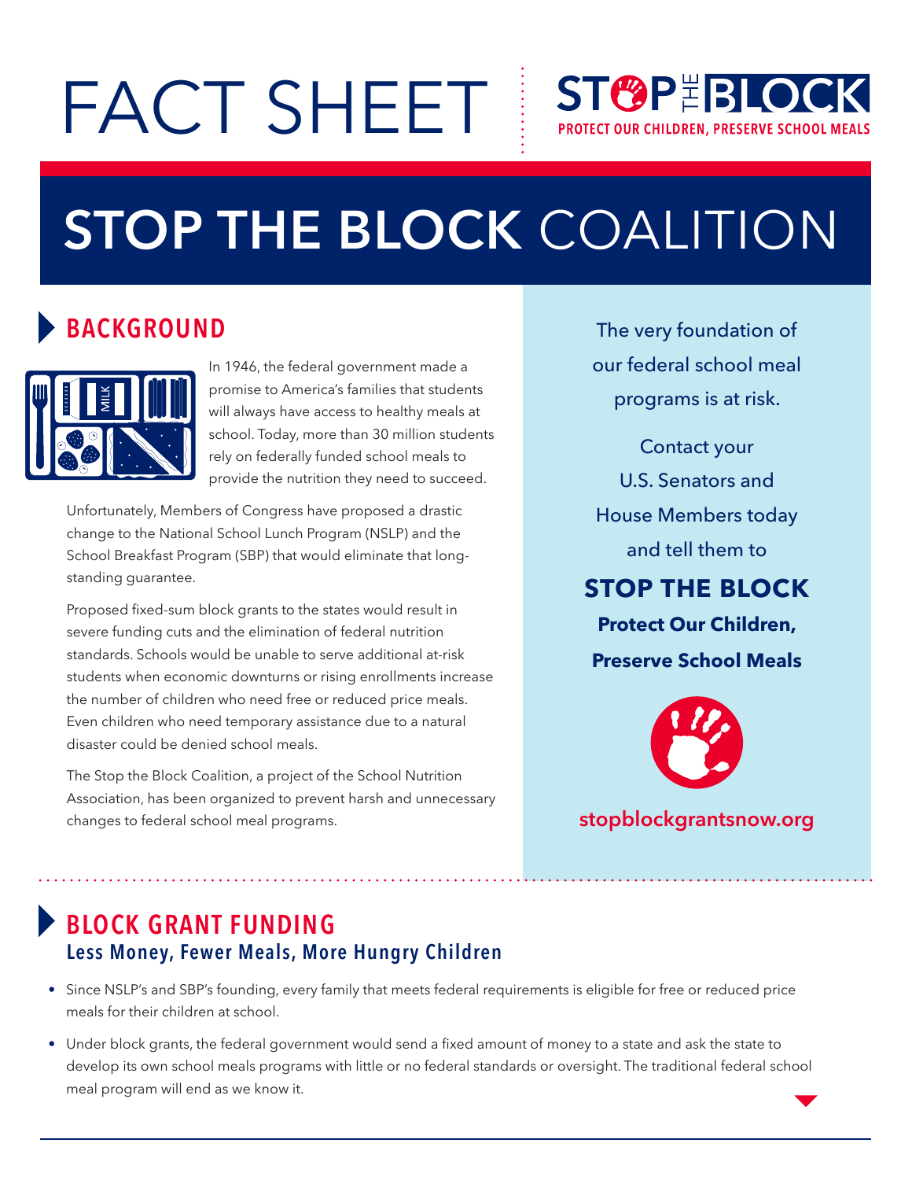# FACT SHEET

STOP THE BLOCK
PROTECT OUR CHILDREN, PRESERVE SCHOOL MEALS

# STOP THE BLOCK COALITION

## BACKGROUND

In 1946, the federal government made a promise to America's families that students will always have access to healthy meals at school. Today, more than 30 million students rely on federally funded school meals to provide the nutrition they need to succeed.

Unfortunately, Members of Congress have proposed a drastic change to the National School Lunch Program (NSLP) and the School Breakfast Program (SBP) that would eliminate that long-standing guarantee.

Proposed fixed-sum block grants to the states would result in severe funding cuts and the elimination of federal nutrition standards. Schools would be unable to serve additional at-risk students when economic downturns or rising enrollments increase the number of children who need free or reduced price meals. Even children who need temporary assistance due to a natural disaster could be denied school meals.

The Stop the Block Coalition, a project of the School Nutrition Association, has been organized to prevent harsh and unnecessary changes to federal school meal programs.

The very foundation of our federal school meal programs is at risk.

Contact your U.S. Senators and House Members today and tell them to

**STOP THE BLOCK**

**Protect Our Children, Preserve School Meals**

stopblockgrantsnow.org

## BLOCK GRANT FUNDING

### Less Money, Fewer Meals, More Hungry Children

- Since NSLP's and SBP's founding, every family that meets federal requirements is eligible for free or reduced price meals for their children at school.
- Under block grants, the federal government would send a fixed amount of money to a state and ask the state to develop its own school meals programs with little or no federal standards or oversight. The traditional federal school meal program will end as we know it.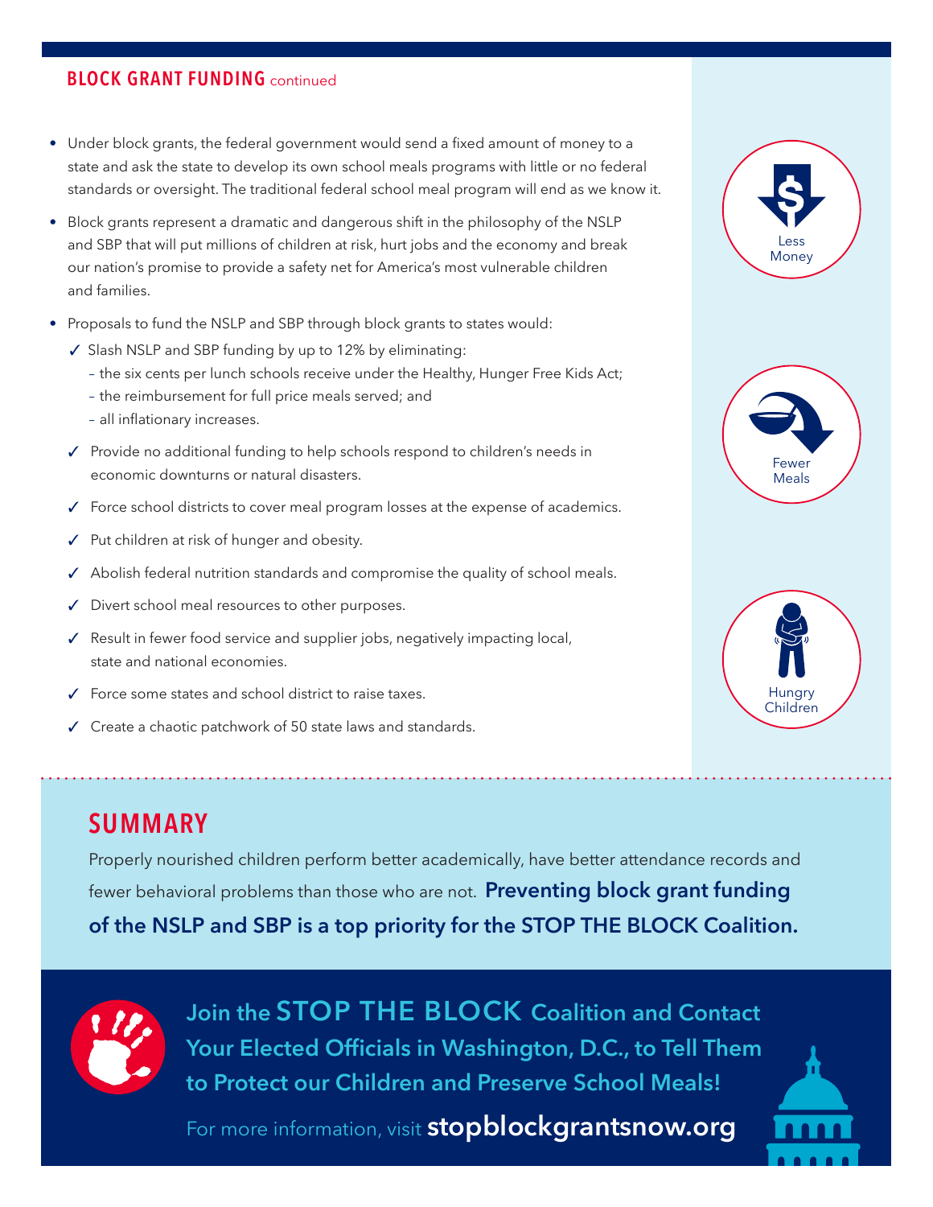## BLOCK GRANT FUNDING continued

- Under block grants, the federal government would send a fixed amount of money to a state and ask the state to develop its own school meals programs with little or no federal standards or oversight. The traditional federal school meal program will end as we know it.
- Block grants represent a dramatic and dangerous shift in the philosophy of the NSLP and SBP that will put millions of children at risk, hurt jobs and the economy and break our nation's promise to provide a safety net for America's most vulnerable children and families.
- Proposals to fund the NSLP and SBP through block grants to states would:
  - ✓ Slash NSLP and SBP funding by up to 12% by eliminating:
    - the six cents per lunch schools receive under the Healthy, Hunger Free Kids Act;
    - the reimbursement for full price meals served; and
    - all inflationary increases.
  - ✓ Provide no additional funding to help schools respond to children's needs in economic downturns or natural disasters.
  - ✓ Force school districts to cover meal program losses at the expense of academics.
  - ✓ Put children at risk of hunger and obesity.
  - ✓ Abolish federal nutrition standards and compromise the quality of school meals.
  - ✓ Divert school meal resources to other purposes.
  - ✓ Result in fewer food service and supplier jobs, negatively impacting local, state and national economies.
  - ✓ Force some states and school district to raise taxes.
  - ✓ Create a chaotic patchwork of 50 state laws and standards.

Less Money

Fewer Meals

Hungry Children

## SUMMARY

Properly nourished children perform better academically, have better attendance records and fewer behavioral problems than those who are not. **Preventing block grant funding of the NSLP and SBP is a top priority for the STOP THE BLOCK Coalition.**

**Join the STOP THE BLOCK Coalition and Contact Your Elected Officials in Washington, D.C., to Tell Them to Protect our Children and Preserve School Meals!**

For more information, visit **stopblockgrantsnow.org**